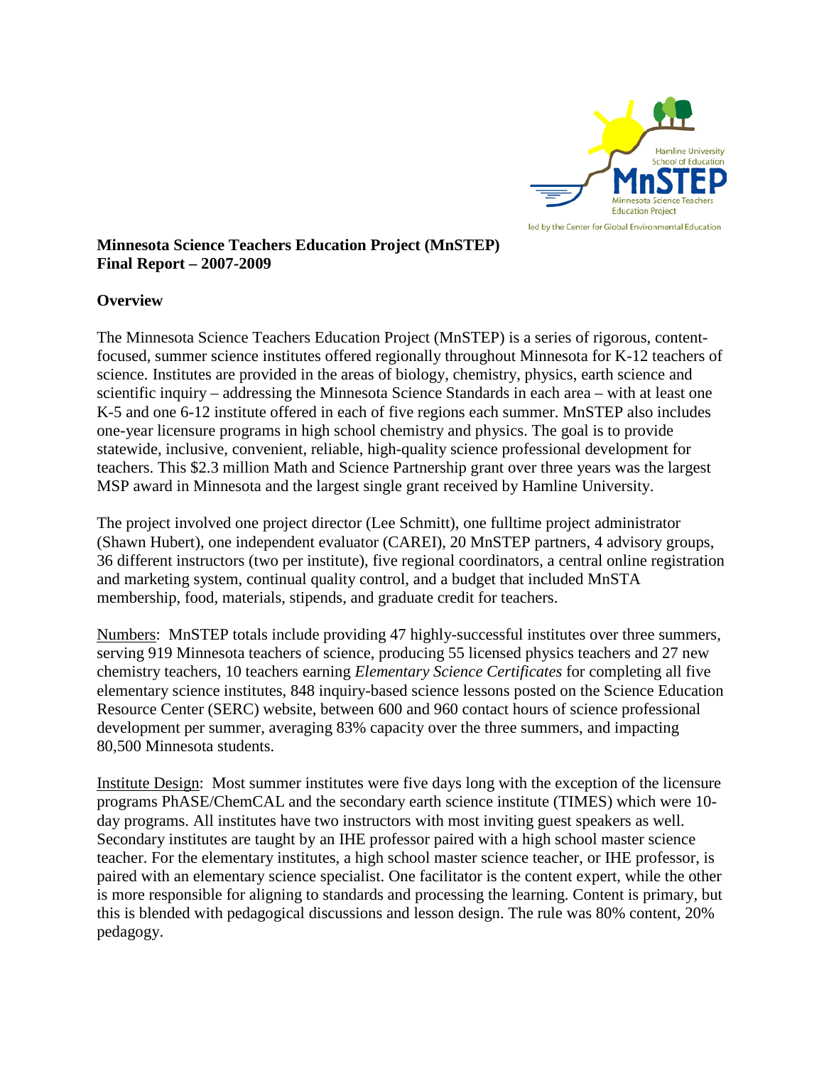Hamline University School of Education
MnSTEP
Minnesota Science Teachers Education Project
led by the Center for Global Environmental Education

**Minnesota Science Teachers Education Project (MnSTEP)**
**Final Report – 2007-2009**

## Overview

The Minnesota Science Teachers Education Project (MnSTEP) is a series of rigorous, content-focused, summer science institutes offered regionally throughout Minnesota for K-12 teachers of science. Institutes are provided in the areas of biology, chemistry, physics, earth science and scientific inquiry – addressing the Minnesota Science Standards in each area – with at least one K-5 and one 6-12 institute offered in each of five regions each summer. MnSTEP also includes one-year licensure programs in high school chemistry and physics. The goal is to provide statewide, inclusive, convenient, reliable, high-quality science professional development for teachers. This $2.3 million Math and Science Partnership grant over three years was the largest MSP award in Minnesota and the largest single grant received by Hamline University.

The project involved one project director (Lee Schmitt), one fulltime project administrator (Shawn Hubert), one independent evaluator (CAREI), 20 MnSTEP partners, 4 advisory groups, 36 different instructors (two per institute), five regional coordinators, a central online registration and marketing system, continual quality control, and a budget that included MnSTA membership, food, materials, stipends, and graduate credit for teachers.

Numbers: MnSTEP totals include providing 47 highly-successful institutes over three summers, serving 919 Minnesota teachers of science, producing 55 licensed physics teachers and 27 new chemistry teachers, 10 teachers earning *Elementary Science Certificates* for completing all five elementary science institutes, 848 inquiry-based science lessons posted on the Science Education Resource Center (SERC) website, between 600 and 960 contact hours of science professional development per summer, averaging 83% capacity over the three summers, and impacting 80,500 Minnesota students.

Institute Design: Most summer institutes were five days long with the exception of the licensure programs PhASE/ChemCAL and the secondary earth science institute (TIMES) which were 10-day programs. All institutes have two instructors with most inviting guest speakers as well. Secondary institutes are taught by an IHE professor paired with a high school master science teacher. For the elementary institutes, a high school master science teacher, or IHE professor, is paired with an elementary science specialist. One facilitator is the content expert, while the other is more responsible for aligning to standards and processing the learning. Content is primary, but this is blended with pedagogical discussions and lesson design. The rule was 80% content, 20% pedagogy.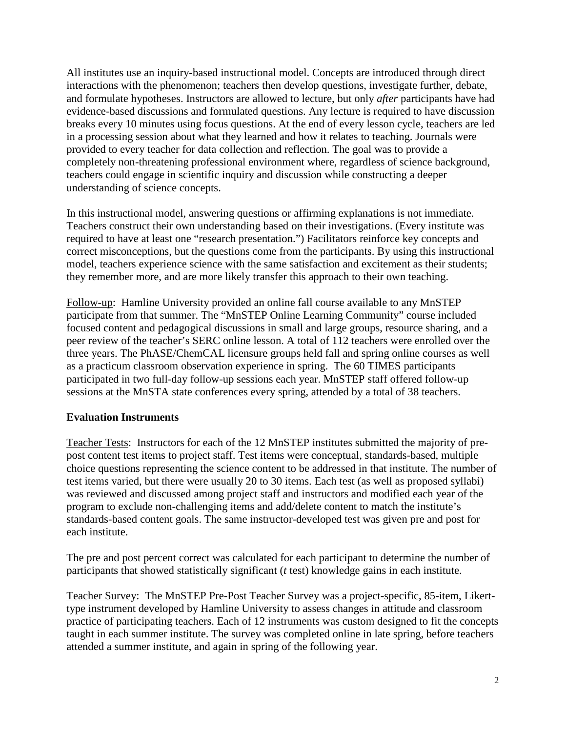All institutes use an inquiry-based instructional model. Concepts are introduced through direct interactions with the phenomenon; teachers then develop questions, investigate further, debate, and formulate hypotheses. Instructors are allowed to lecture, but only *after* participants have had evidence-based discussions and formulated questions. Any lecture is required to have discussion breaks every 10 minutes using focus questions. At the end of every lesson cycle, teachers are led in a processing session about what they learned and how it relates to teaching. Journals were provided to every teacher for data collection and reflection. The goal was to provide a completely non-threatening professional environment where, regardless of science background, teachers could engage in scientific inquiry and discussion while constructing a deeper understanding of science concepts.

In this instructional model, answering questions or affirming explanations is not immediate. Teachers construct their own understanding based on their investigations. (Every institute was required to have at least one "research presentation.") Facilitators reinforce key concepts and correct misconceptions, but the questions come from the participants. By using this instructional model, teachers experience science with the same satisfaction and excitement as their students; they remember more, and are more likely transfer this approach to their own teaching.

<u>Follow-up</u>: Hamline University provided an online fall course available to any MnSTEP participate from that summer. The "MnSTEP Online Learning Community" course included focused content and pedagogical discussions in small and large groups, resource sharing, and a peer review of the teacher's SERC online lesson. A total of 112 teachers were enrolled over the three years. The PhASE/ChemCAL licensure groups held fall and spring online courses as well as a practicum classroom observation experience in spring. The 60 TIMES participants participated in two full-day follow-up sessions each year. MnSTEP staff offered follow-up sessions at the MnSTA state conferences every spring, attended by a total of 38 teachers.

**Evaluation Instruments**

<u>Teacher Tests</u>: Instructors for each of the 12 MnSTEP institutes submitted the majority of pre-post content test items to project staff. Test items were conceptual, standards-based, multiple choice questions representing the science content to be addressed in that institute. The number of test items varied, but there were usually 20 to 30 items. Each test (as well as proposed syllabi) was reviewed and discussed among project staff and instructors and modified each year of the program to exclude non-challenging items and add/delete content to match the institute's standards-based content goals. The same instructor-developed test was given pre and post for each institute.

The pre and post percent correct was calculated for each participant to determine the number of participants that showed statistically significant (*t* test) knowledge gains in each institute.

<u>Teacher Survey</u>: The MnSTEP Pre-Post Teacher Survey was a project-specific, 85-item, Likert-type instrument developed by Hamline University to assess changes in attitude and classroom practice of participating teachers. Each of 12 instruments was custom designed to fit the concepts taught in each summer institute. The survey was completed online in late spring, before teachers attended a summer institute, and again in spring of the following year.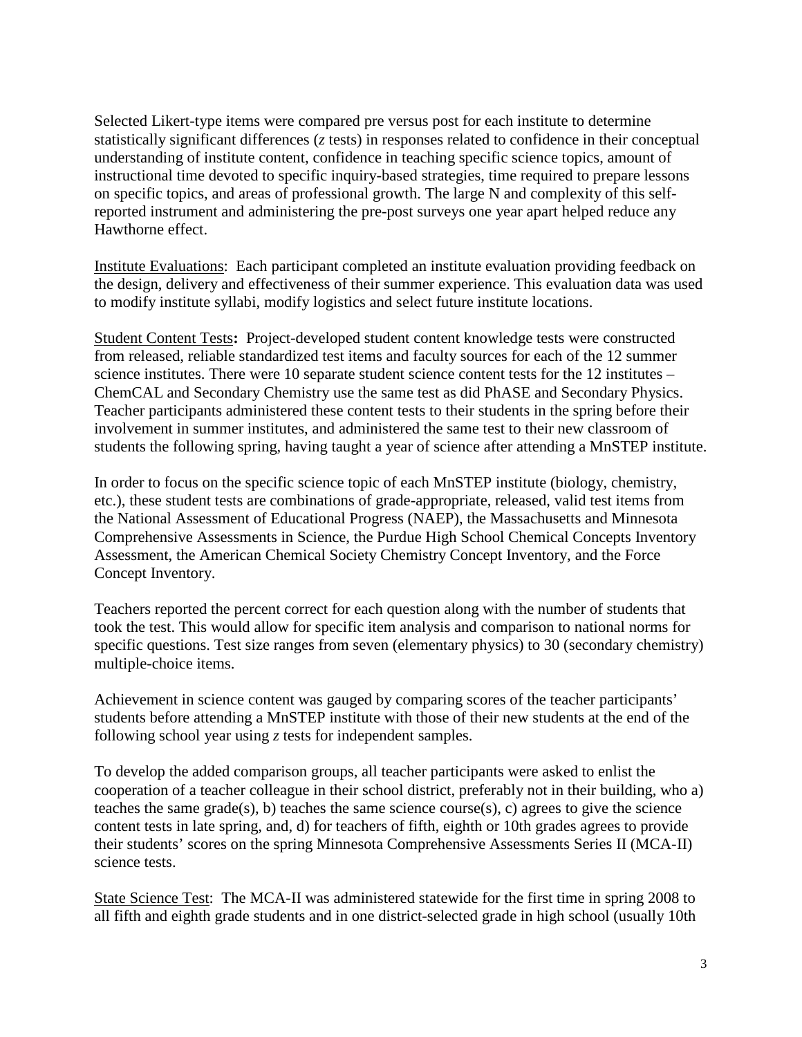Selected Likert-type items were compared pre versus post for each institute to determine statistically significant differences (*z* tests) in responses related to confidence in their conceptual understanding of institute content, confidence in teaching specific science topics, amount of instructional time devoted to specific inquiry-based strategies, time required to prepare lessons on specific topics, and areas of professional growth. The large N and complexity of this self-reported instrument and administering the pre-post surveys one year apart helped reduce any Hawthorne effect.

<u>Institute Evaluations</u>: Each participant completed an institute evaluation providing feedback on the design, delivery and effectiveness of their summer experience. This evaluation data was used to modify institute syllabi, modify logistics and select future institute locations.

<u>Student Content Tests</u>**:** Project-developed student content knowledge tests were constructed from released, reliable standardized test items and faculty sources for each of the 12 summer science institutes. There were 10 separate student science content tests for the 12 institutes – ChemCAL and Secondary Chemistry use the same test as did PhASE and Secondary Physics. Teacher participants administered these content tests to their students in the spring before their involvement in summer institutes, and administered the same test to their new classroom of students the following spring, having taught a year of science after attending a MnSTEP institute.

In order to focus on the specific science topic of each MnSTEP institute (biology, chemistry, etc.), these student tests are combinations of grade-appropriate, released, valid test items from the National Assessment of Educational Progress (NAEP), the Massachusetts and Minnesota Comprehensive Assessments in Science, the Purdue High School Chemical Concepts Inventory Assessment, the American Chemical Society Chemistry Concept Inventory, and the Force Concept Inventory.

Teachers reported the percent correct for each question along with the number of students that took the test. This would allow for specific item analysis and comparison to national norms for specific questions. Test size ranges from seven (elementary physics) to 30 (secondary chemistry) multiple-choice items.

Achievement in science content was gauged by comparing scores of the teacher participants' students before attending a MnSTEP institute with those of their new students at the end of the following school year using *z* tests for independent samples.

To develop the added comparison groups, all teacher participants were asked to enlist the cooperation of a teacher colleague in their school district, preferably not in their building, who a) teaches the same grade(s), b) teaches the same science course(s), c) agrees to give the science content tests in late spring, and, d) for teachers of fifth, eighth or 10th grades agrees to provide their students' scores on the spring Minnesota Comprehensive Assessments Series II (MCA-II) science tests.

<u>State Science Test</u>: The MCA-II was administered statewide for the first time in spring 2008 to all fifth and eighth grade students and in one district-selected grade in high school (usually 10th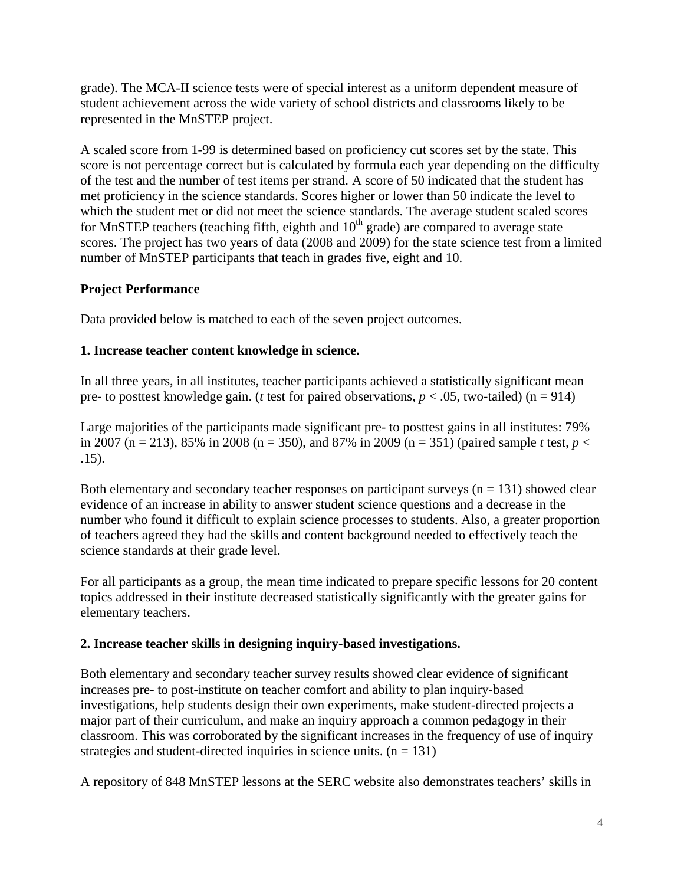grade). The MCA-II science tests were of special interest as a uniform dependent measure of student achievement across the wide variety of school districts and classrooms likely to be represented in the MnSTEP project.

A scaled score from 1-99 is determined based on proficiency cut scores set by the state. This score is not percentage correct but is calculated by formula each year depending on the difficulty of the test and the number of test items per strand. A score of 50 indicated that the student has met proficiency in the science standards. Scores higher or lower than 50 indicate the level to which the student met or did not meet the science standards. The average student scaled scores for MnSTEP teachers (teaching fifth, eighth and $10^{th}$ grade) are compared to average state scores. The project has two years of data (2008 and 2009) for the state science test from a limited number of MnSTEP participants that teach in grades five, eight and 10.

**Project Performance**

Data provided below is matched to each of the seven project outcomes.

**1. Increase teacher content knowledge in science.**

In all three years, in all institutes, teacher participants achieved a statistically significant mean pre- to posttest knowledge gain. (*t* test for paired observations, $p < .05$, two-tailed) (n = 914)

Large majorities of the participants made significant pre- to posttest gains in all institutes: 79% in 2007 (n = 213), 85% in 2008 (n = 350), and 87% in 2009 (n = 351) (paired sample *t* test, $p < .15$).

Both elementary and secondary teacher responses on participant surveys (n = 131) showed clear evidence of an increase in ability to answer student science questions and a decrease in the number who found it difficult to explain science processes to students. Also, a greater proportion of teachers agreed they had the skills and content background needed to effectively teach the science standards at their grade level.

For all participants as a group, the mean time indicated to prepare specific lessons for 20 content topics addressed in their institute decreased statistically significantly with the greater gains for elementary teachers.

**2. Increase teacher skills in designing inquiry-based investigations.**

Both elementary and secondary teacher survey results showed clear evidence of significant increases pre- to post-institute on teacher comfort and ability to plan inquiry-based investigations, help students design their own experiments, make student-directed projects a major part of their curriculum, and make an inquiry approach a common pedagogy in their classroom. This was corroborated by the significant increases in the frequency of use of inquiry strategies and student-directed inquiries in science units. (n = 131)

A repository of 848 MnSTEP lessons at the SERC website also demonstrates teachers' skills in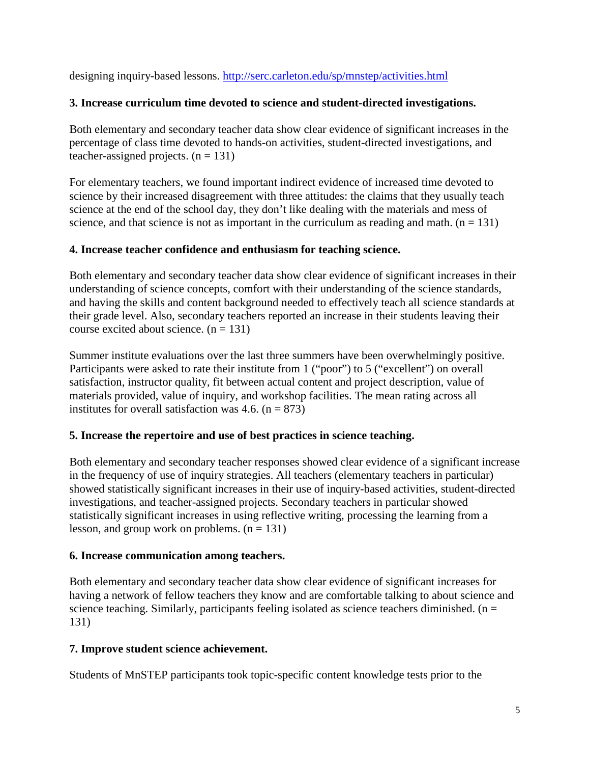designing inquiry-based lessons. http://serc.carleton.edu/sp/mnstep/activities.html

**3. Increase curriculum time devoted to science and student-directed investigations.**

Both elementary and secondary teacher data show clear evidence of significant increases in the percentage of class time devoted to hands-on activities, student-directed investigations, and teacher-assigned projects. (n = 131)

For elementary teachers, we found important indirect evidence of increased time devoted to science by their increased disagreement with three attitudes: the claims that they usually teach science at the end of the school day, they don't like dealing with the materials and mess of science, and that science is not as important in the curriculum as reading and math. (n = 131)

**4. Increase teacher confidence and enthusiasm for teaching science.**

Both elementary and secondary teacher data show clear evidence of significant increases in their understanding of science concepts, comfort with their understanding of the science standards, and having the skills and content background needed to effectively teach all science standards at their grade level. Also, secondary teachers reported an increase in their students leaving their course excited about science. (n = 131)

Summer institute evaluations over the last three summers have been overwhelmingly positive. Participants were asked to rate their institute from 1 ("poor") to 5 ("excellent") on overall satisfaction, instructor quality, fit between actual content and project description, value of materials provided, value of inquiry, and workshop facilities. The mean rating across all institutes for overall satisfaction was 4.6. (n = 873)

**5. Increase the repertoire and use of best practices in science teaching.**

Both elementary and secondary teacher responses showed clear evidence of a significant increase in the frequency of use of inquiry strategies. All teachers (elementary teachers in particular) showed statistically significant increases in their use of inquiry-based activities, student-directed investigations, and teacher-assigned projects. Secondary teachers in particular showed statistically significant increases in using reflective writing, processing the learning from a lesson, and group work on problems. (n = 131)

**6. Increase communication among teachers.**

Both elementary and secondary teacher data show clear evidence of significant increases for having a network of fellow teachers they know and are comfortable talking to about science and science teaching. Similarly, participants feeling isolated as science teachers diminished. (n = 131)

**7. Improve student science achievement.**

Students of MnSTEP participants took topic-specific content knowledge tests prior to the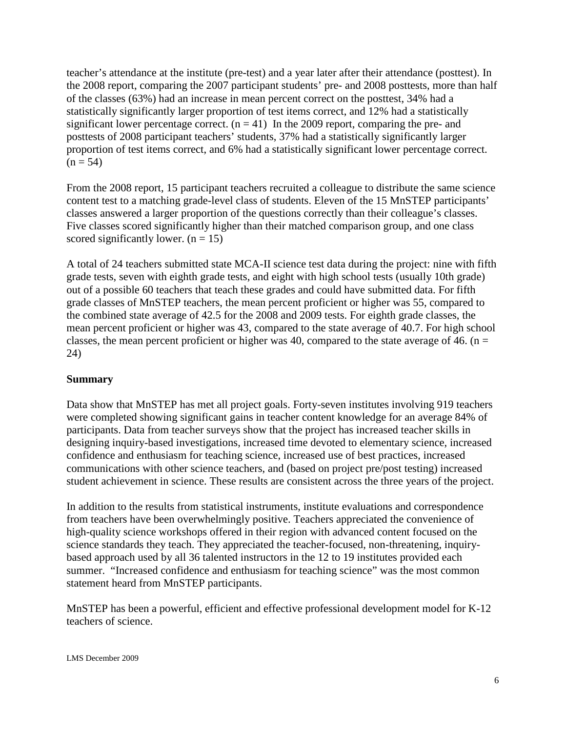teacher's attendance at the institute (pre-test) and a year later after their attendance (posttest). In the 2008 report, comparing the 2007 participant students' pre- and 2008 posttests, more than half of the classes (63%) had an increase in mean percent correct on the posttest, 34% had a statistically significantly larger proportion of test items correct, and 12% had a statistically significant lower percentage correct. ($n = 41$) In the 2009 report, comparing the pre- and posttests of 2008 participant teachers' students, 37% had a statistically significantly larger proportion of test items correct, and 6% had a statistically significant lower percentage correct. ($n = 54$)

From the 2008 report, 15 participant teachers recruited a colleague to distribute the same science content test to a matching grade-level class of students. Eleven of the 15 MnSTEP participants' classes answered a larger proportion of the questions correctly than their colleague's classes. Five classes scored significantly higher than their matched comparison group, and one class scored significantly lower. ($n = 15$)

A total of 24 teachers submitted state MCA-II science test data during the project: nine with fifth grade tests, seven with eighth grade tests, and eight with high school tests (usually 10th grade) out of a possible 60 teachers that teach these grades and could have submitted data. For fifth grade classes of MnSTEP teachers, the mean percent proficient or higher was 55, compared to the combined state average of 42.5 for the 2008 and 2009 tests. For eighth grade classes, the mean percent proficient or higher was 43, compared to the state average of 40.7. For high school classes, the mean percent proficient or higher was 40, compared to the state average of 46. ($n = 24$)

**Summary**

Data show that MnSTEP has met all project goals. Forty-seven institutes involving 919 teachers were completed showing significant gains in teacher content knowledge for an average 84% of participants. Data from teacher surveys show that the project has increased teacher skills in designing inquiry-based investigations, increased time devoted to elementary science, increased confidence and enthusiasm for teaching science, increased use of best practices, increased communications with other science teachers, and (based on project pre/post testing) increased student achievement in science. These results are consistent across the three years of the project.

In addition to the results from statistical instruments, institute evaluations and correspondence from teachers have been overwhelmingly positive. Teachers appreciated the convenience of high-quality science workshops offered in their region with advanced content focused on the science standards they teach. They appreciated the teacher-focused, non-threatening, inquiry-based approach used by all 36 talented instructors in the 12 to 19 institutes provided each summer. "Increased confidence and enthusiasm for teaching science" was the most common statement heard from MnSTEP participants.

MnSTEP has been a powerful, efficient and effective professional development model for K-12 teachers of science.

LMS December 2009